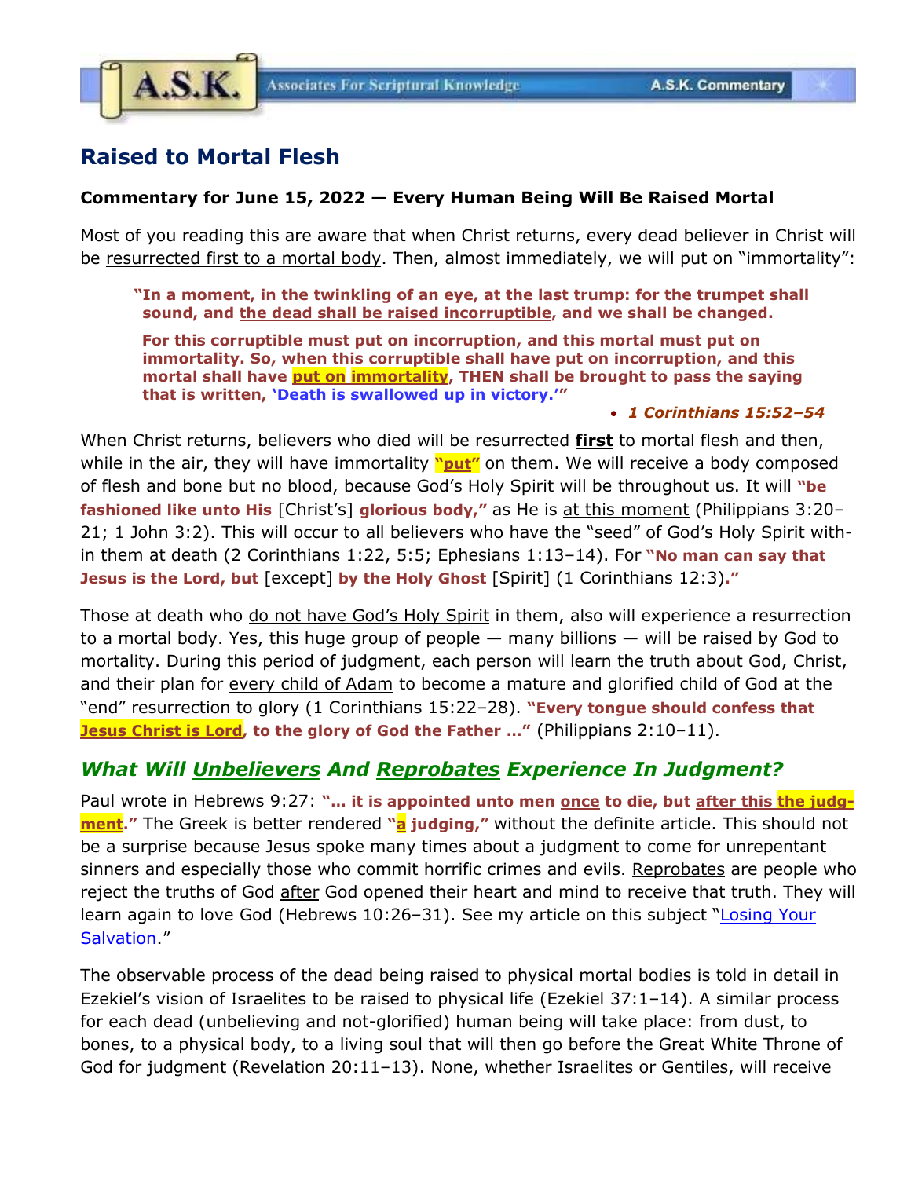# Raised to Mortal Flesh

**Commentary for June 15, 2022 — Every Human Being Will Be Raised Mortal**

Most of you reading this are aware that when Christ returns, every dead believer in Christ will be resurrected first to a mortal body. Then, almost immediately, we will put on "immortality":

> **"In a moment, in the twinkling of an eye, at the last trump: for the trumpet shall sound, and the dead shall be raised incorruptible, and we shall be changed.**
>
> **For this corruptible must put on incorruption, and this mortal must put on immortality. So, when this corruptible shall have put on incorruption, and this mortal shall have put on immortality, THEN shall be brought to pass the saying that is written, 'Death is swallowed up in victory.'"**
>
> - ***1 Corinthians 15:52–54***

When Christ returns, believers who died will be resurrected **first** to mortal flesh and then, while in the air, they will have immortality **"put"** on them. We will receive a body composed of flesh and bone but no blood, because God's Holy Spirit will be throughout us. It will **"be fashioned like unto His** [Christ's] **glorious body,"** as He is at this moment (Philippians 3:20–21; 1 John 3:2). This will occur to all believers who have the "seed" of God's Holy Spirit within them at death (2 Corinthians 1:22, 5:5; Ephesians 1:13–14). For **"No man can say that Jesus is the Lord, but** [except] **by the Holy Ghost** [Spirit] (1 Corinthians 12:3)**."**

Those at death who do not have God's Holy Spirit in them, also will experience a resurrection to a mortal body. Yes, this huge group of people — many billions — will be raised by God to mortality. During this period of judgment, each person will learn the truth about God, Christ, and their plan for every child of Adam to become a mature and glorified child of God at the "end" resurrection to glory (1 Corinthians 15:22–28). **"Every tongue should confess that Jesus Christ is Lord, to the glory of God the Father …"** (Philippians 2:10–11).

## *What Will Unbelievers And Reprobates Experience In Judgment?*

Paul wrote in Hebrews 9:27: **"… it is appointed unto men once to die, but after this the judgment."** The Greek is better rendered **"a judging,"** without the definite article. This should not be a surprise because Jesus spoke many times about a judgment to come for unrepentant sinners and especially those who commit horrific crimes and evils. Reprobates are people who reject the truths of God after God opened their heart and mind to receive that truth. They will learn again to love God (Hebrews 10:26–31). See my article on this subject "Losing Your Salvation."

The observable process of the dead being raised to physical mortal bodies is told in detail in Ezekiel's vision of Israelites to be raised to physical life (Ezekiel 37:1–14). A similar process for each dead (unbelieving and not-glorified) human being will take place: from dust, to bones, to a physical body, to a living soul that will then go before the Great White Throne of God for judgment (Revelation 20:11–13). None, whether Israelites or Gentiles, will receive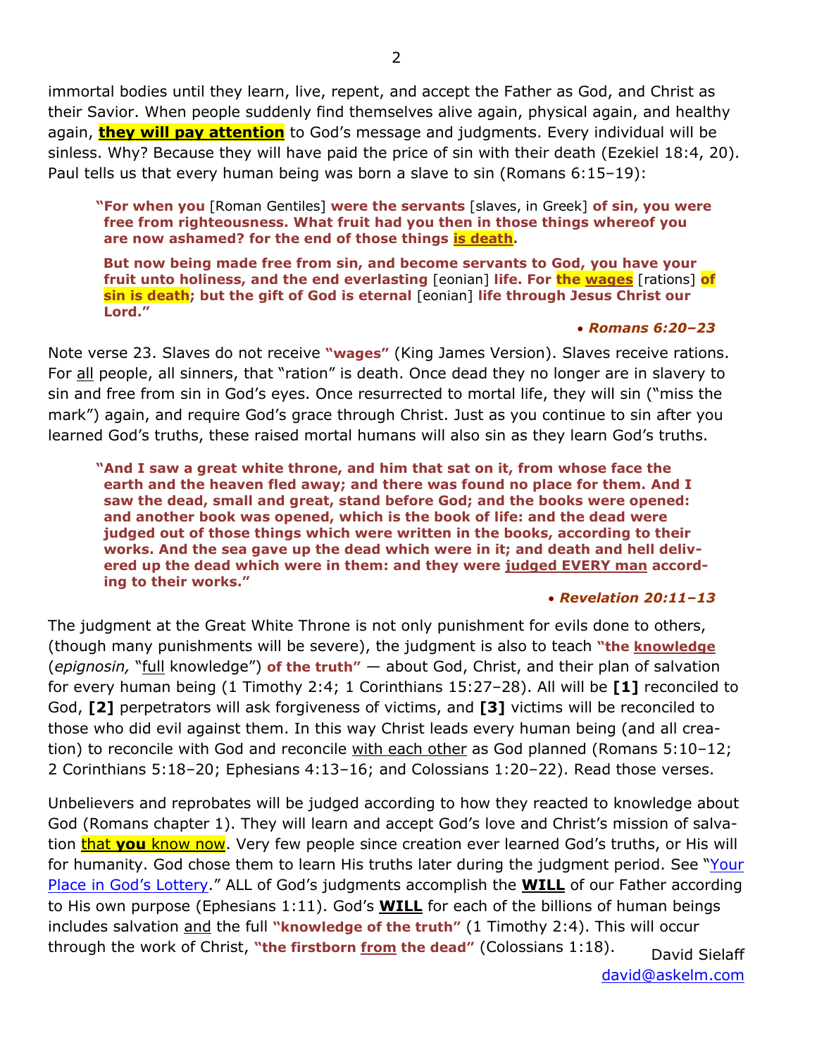immortal bodies until they learn, live, repent, and accept the Father as God, and Christ as their Savior. When people suddenly find themselves alive again, physical again, and healthy again, **they will pay attention** to God's message and judgments. Every individual will be sinless. Why? Because they will have paid the price of sin with their death (Ezekiel 18:4, 20). Paul tells us that every human being was born a slave to sin (Romans 6:15–19):

> **"For when you** [Roman Gentiles] **were the servants** [slaves, in Greek] **of sin, you were free from righteousness. What fruit had you then in those things whereof you are now ashamed? for the end of those things is death.**
>
> **But now being made free from sin, and become servants to God, you have your fruit unto holiness, and the end everlasting** [eonian] **life. For the wages** [rations] **of sin is death; but the gift of God is eternal** [eonian] **life through Jesus Christ our Lord."**
>
> • ***Romans 6:20–23***

Note verse 23. Slaves do not receive **"wages"** (King James Version). Slaves receive rations. For all people, all sinners, that "ration" is death. Once dead they no longer are in slavery to sin and free from sin in God's eyes. Once resurrected to mortal life, they will sin ("miss the mark") again, and require God's grace through Christ. Just as you continue to sin after you learned God's truths, these raised mortal humans will also sin as they learn God's truths.

> **"And I saw a great white throne, and him that sat on it, from whose face the earth and the heaven fled away; and there was found no place for them. And I saw the dead, small and great, stand before God; and the books were opened: and another book was opened, which is the book of life: and the dead were judged out of those things which were written in the books, according to their works. And the sea gave up the dead which were in it; and death and hell delivered up the dead which were in them: and they were judged EVERY man according to their works."**
>
> • ***Revelation 20:11–13***

The judgment at the Great White Throne is not only punishment for evils done to others, (though many punishments will be severe), the judgment is also to teach **"the knowledge** (*epignosin,* "full knowledge") **of the truth"** — about God, Christ, and their plan of salvation for every human being (1 Timothy 2:4; 1 Corinthians 15:27–28). All will be **[1]** reconciled to God, **[2]** perpetrators will ask forgiveness of victims, and **[3]** victims will be reconciled to those who did evil against them. In this way Christ leads every human being (and all creation) to reconcile with God and reconcile with each other as God planned (Romans 5:10–12; 2 Corinthians 5:18–20; Ephesians 4:13–16; and Colossians 1:20–22). Read those verses.

Unbelievers and reprobates will be judged according to how they reacted to knowledge about God (Romans chapter 1). They will learn and accept God's love and Christ's mission of salvation that **you** know now. Very few people since creation ever learned God's truths, or His will for humanity. God chose them to learn His truths later during the judgment period. See "Your Place in God's Lottery." ALL of God's judgments accomplish the **WILL** of our Father according to His own purpose (Ephesians 1:11). God's **WILL** for each of the billions of human beings includes salvation and the full **"knowledge of the truth"** (1 Timothy 2:4). This will occur through the work of Christ, **"the firstborn from the dead"** (Colossians 1:18).

David Sielaff
david@askelm.com